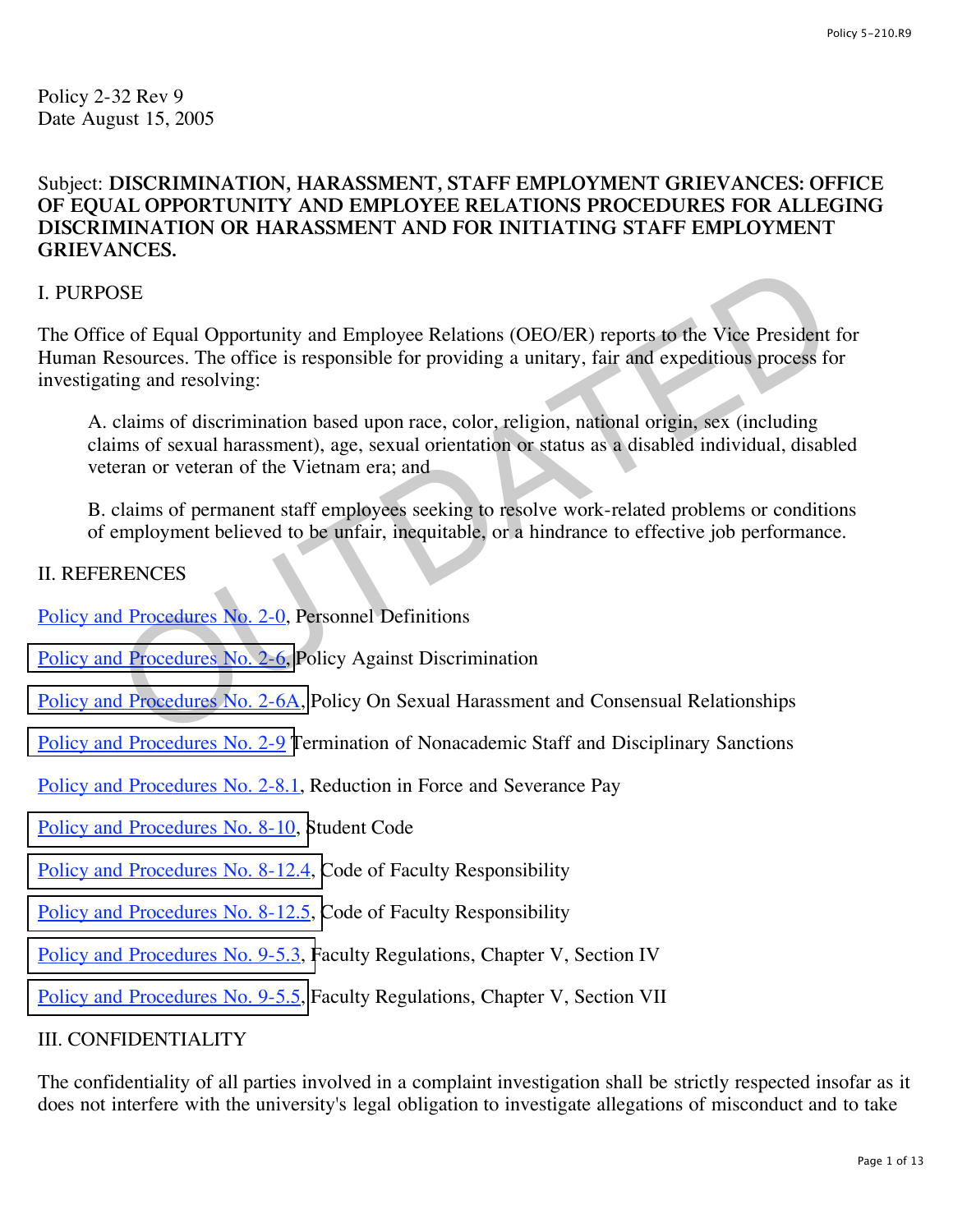Policy 2-32 Rev 9
Date August 15, 2005

Subject: **DISCRIMINATION, HARASSMENT, STAFF EMPLOYMENT GRIEVANCES: OFFICE OF EQUAL OPPORTUNITY AND EMPLOYEE RELATIONS PROCEDURES FOR ALLEGING DISCRIMINATION OR HARASSMENT AND FOR INITIATING STAFF EMPLOYMENT GRIEVANCES.**

I. PURPOSE

The Office of Equal Opportunity and Employee Relations (OEO/ER) reports to the Vice President for Human Resources. The office is responsible for providing a unitary, fair and expeditious process for investigating and resolving:

A. claims of discrimination based upon race, color, religion, national origin, sex (including claims of sexual harassment), age, sexual orientation or status as a disabled individual, disabled veteran or veteran of the Vietnam era; and

B. claims of permanent staff employees seeking to resolve work-related problems or conditions of employment believed to be unfair, inequitable, or a hindrance to effective job performance.

II. REFERENCES

Policy and Procedures No. 2-0, Personnel Definitions

Policy and Procedures No. 2-6, Policy Against Discrimination

Policy and Procedures No. 2-6A, Policy On Sexual Harassment and Consensual Relationships

Policy and Procedures No. 2-9 Termination of Nonacademic Staff and Disciplinary Sanctions

Policy and Procedures No. 2-8.1, Reduction in Force and Severance Pay

Policy and Procedures No. 8-10, Student Code

Policy and Procedures No. 8-12.4, Code of Faculty Responsibility

Policy and Procedures No. 8-12.5, Code of Faculty Responsibility

Policy and Procedures No. 9-5.3, Faculty Regulations, Chapter V, Section IV

Policy and Procedures No. 9-5.5, Faculty Regulations, Chapter V, Section VII

III. CONFIDENTIALITY

The confidentiality of all parties involved in a complaint investigation shall be strictly respected insofar as it does not interfere with the university's legal obligation to investigate allegations of misconduct and to take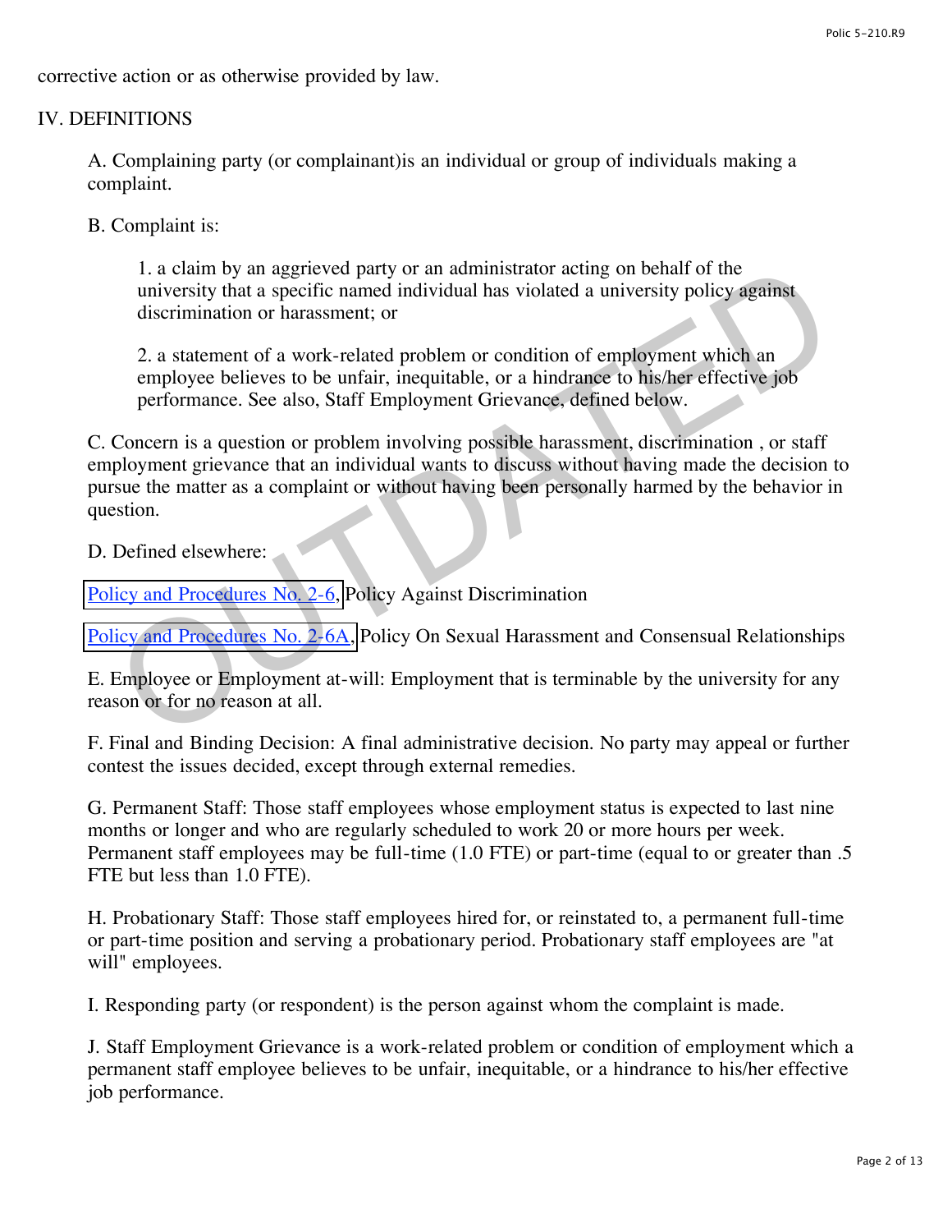corrective action or as otherwise provided by law.

## IV. DEFINITIONS

A. Complaining party (or complainant)is an individual or group of individuals making a complaint.

B. Complaint is:

1. a claim by an aggrieved party or an administrator acting on behalf of the university that a specific named individual has violated a university policy against discrimination or harassment; or

2. a statement of a work-related problem or condition of employment which an employee believes to be unfair, inequitable, or a hindrance to his/her effective job performance. See also, Staff Employment Grievance, defined below.

C. Concern is a question or problem involving possible harassment, discrimination , or staff employment grievance that an individual wants to discuss without having made the decision to pursue the matter as a complaint or without having been personally harmed by the behavior in question.

D. Defined elsewhere:

Policy and Procedures No. 2-6, Policy Against Discrimination

Policy and Procedures No. 2-6A, Policy On Sexual Harassment and Consensual Relationships

E. Employee or Employment at-will: Employment that is terminable by the university for any reason or for no reason at all.

F. Final and Binding Decision: A final administrative decision. No party may appeal or further contest the issues decided, except through external remedies.

G. Permanent Staff: Those staff employees whose employment status is expected to last nine months or longer and who are regularly scheduled to work 20 or more hours per week. Permanent staff employees may be full-time (1.0 FTE) or part-time (equal to or greater than .5 FTE but less than 1.0 FTE).

H. Probationary Staff: Those staff employees hired for, or reinstated to, a permanent full-time or part-time position and serving a probationary period. Probationary staff employees are "at will" employees.

I. Responding party (or respondent) is the person against whom the complaint is made.

J. Staff Employment Grievance is a work-related problem or condition of employment which a permanent staff employee believes to be unfair, inequitable, or a hindrance to his/her effective job performance.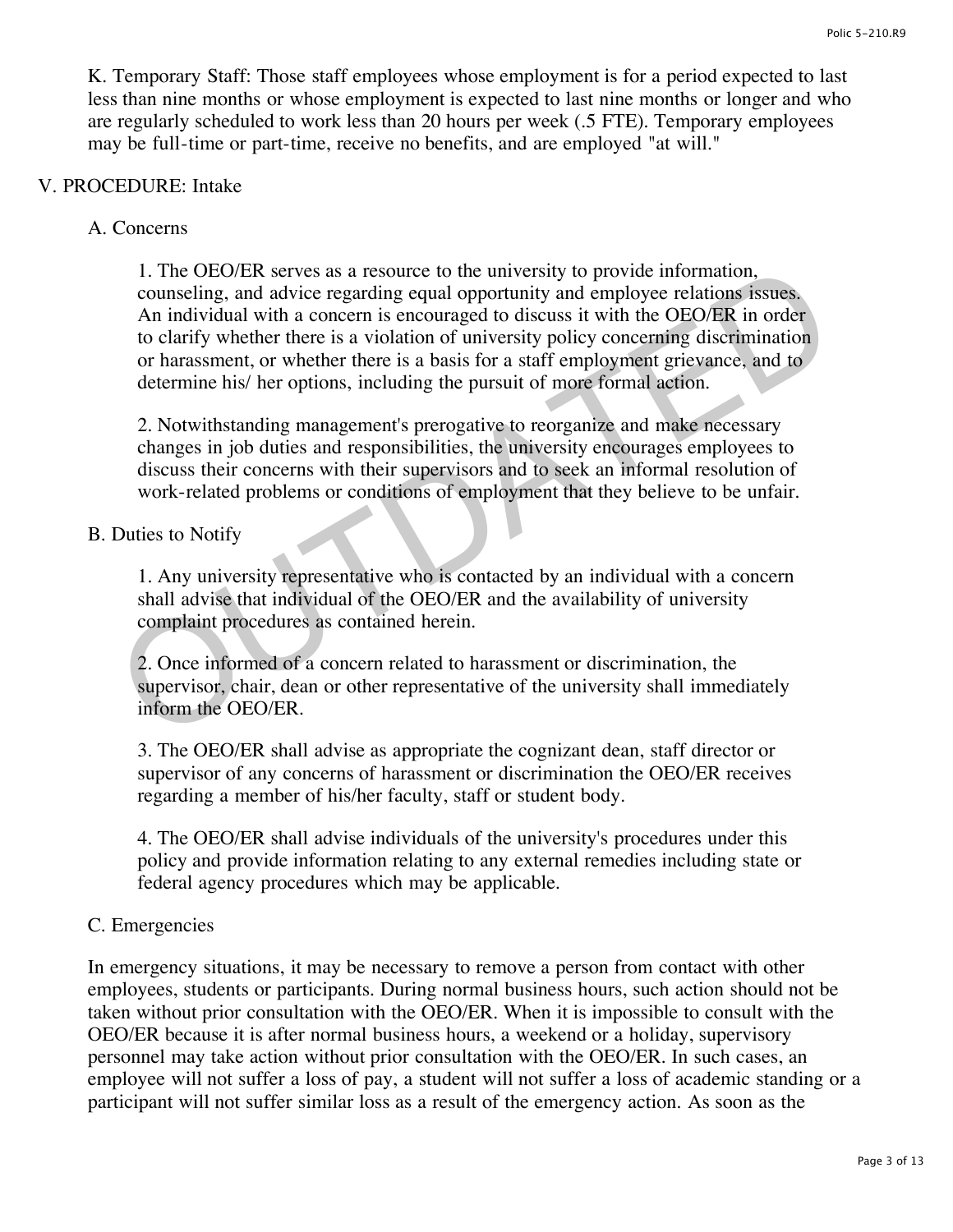K. Temporary Staff: Those staff employees whose employment is for a period expected to last less than nine months or whose employment is expected to last nine months or longer and who are regularly scheduled to work less than 20 hours per week (.5 FTE). Temporary employees may be full-time or part-time, receive no benefits, and are employed "at will."

## V. PROCEDURE: Intake

### A. Concerns

1. The OEO/ER serves as a resource to the university to provide information, counseling, and advice regarding equal opportunity and employee relations issues. An individual with a concern is encouraged to discuss it with the OEO/ER in order to clarify whether there is a violation of university policy concerning discrimination or harassment, or whether there is a basis for a staff employment grievance, and to determine his/ her options, including the pursuit of more formal action.

2. Notwithstanding management's prerogative to reorganize and make necessary changes in job duties and responsibilities, the university encourages employees to discuss their concerns with their supervisors and to seek an informal resolution of work-related problems or conditions of employment that they believe to be unfair.

### B. Duties to Notify

1. Any university representative who is contacted by an individual with a concern shall advise that individual of the OEO/ER and the availability of university complaint procedures as contained herein.

2. Once informed of a concern related to harassment or discrimination, the supervisor, chair, dean or other representative of the university shall immediately inform the OEO/ER.

3. The OEO/ER shall advise as appropriate the cognizant dean, staff director or supervisor of any concerns of harassment or discrimination the OEO/ER receives regarding a member of his/her faculty, staff or student body.

4. The OEO/ER shall advise individuals of the university's procedures under this policy and provide information relating to any external remedies including state or federal agency procedures which may be applicable.

### C. Emergencies

In emergency situations, it may be necessary to remove a person from contact with other employees, students or participants. During normal business hours, such action should not be taken without prior consultation with the OEO/ER. When it is impossible to consult with the OEO/ER because it is after normal business hours, a weekend or a holiday, supervisory personnel may take action without prior consultation with the OEO/ER. In such cases, an employee will not suffer a loss of pay, a student will not suffer a loss of academic standing or a participant will not suffer similar loss as a result of the emergency action. As soon as the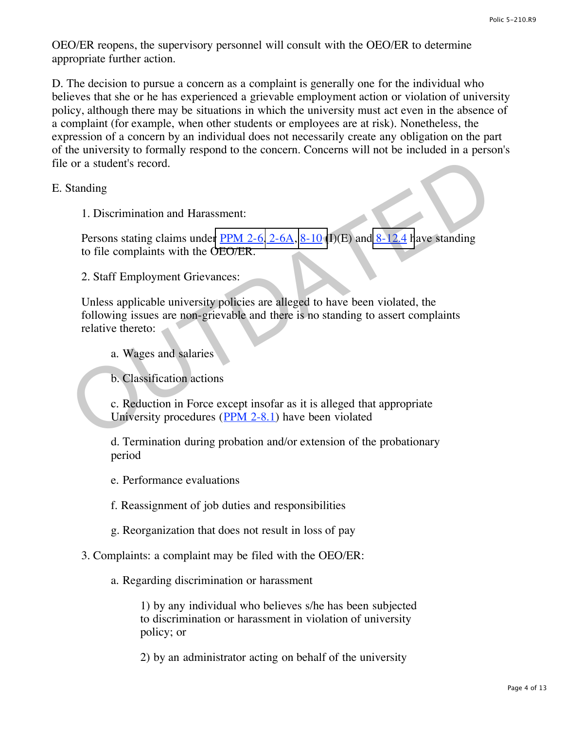OEO/ER reopens, the supervisory personnel will consult with the OEO/ER to determine appropriate further action.

D. The decision to pursue a concern as a complaint is generally one for the individual who believes that she or he has experienced a grievable employment action or violation of university policy, although there may be situations in which the university must act even in the absence of a complaint (for example, when other students or employees are at risk). Nonetheless, the expression of a concern by an individual does not necessarily create any obligation on the part of the university to formally respond to the concern. Concerns will not be included in a person's file or a student's record.

E. Standing

1. Discrimination and Harassment:

Persons stating claims under PPM 2-6, 2-6A, 8-10 (I)(E) and 8-12.4 have standing to file complaints with the OEO/ER.

2. Staff Employment Grievances:

Unless applicable university policies are alleged to have been violated, the following issues are non-grievable and there is no standing to assert complaints relative thereto:

a. Wages and salaries

b. Classification actions

c. Reduction in Force except insofar as it is alleged that appropriate University procedures (PPM 2-8.1) have been violated

d. Termination during probation and/or extension of the probationary period

e. Performance evaluations

f. Reassignment of job duties and responsibilities

g. Reorganization that does not result in loss of pay

3. Complaints: a complaint may be filed with the OEO/ER:

a. Regarding discrimination or harassment

1) by any individual who believes s/he has been subjected to discrimination or harassment in violation of university policy; or

2) by an administrator acting on behalf of the university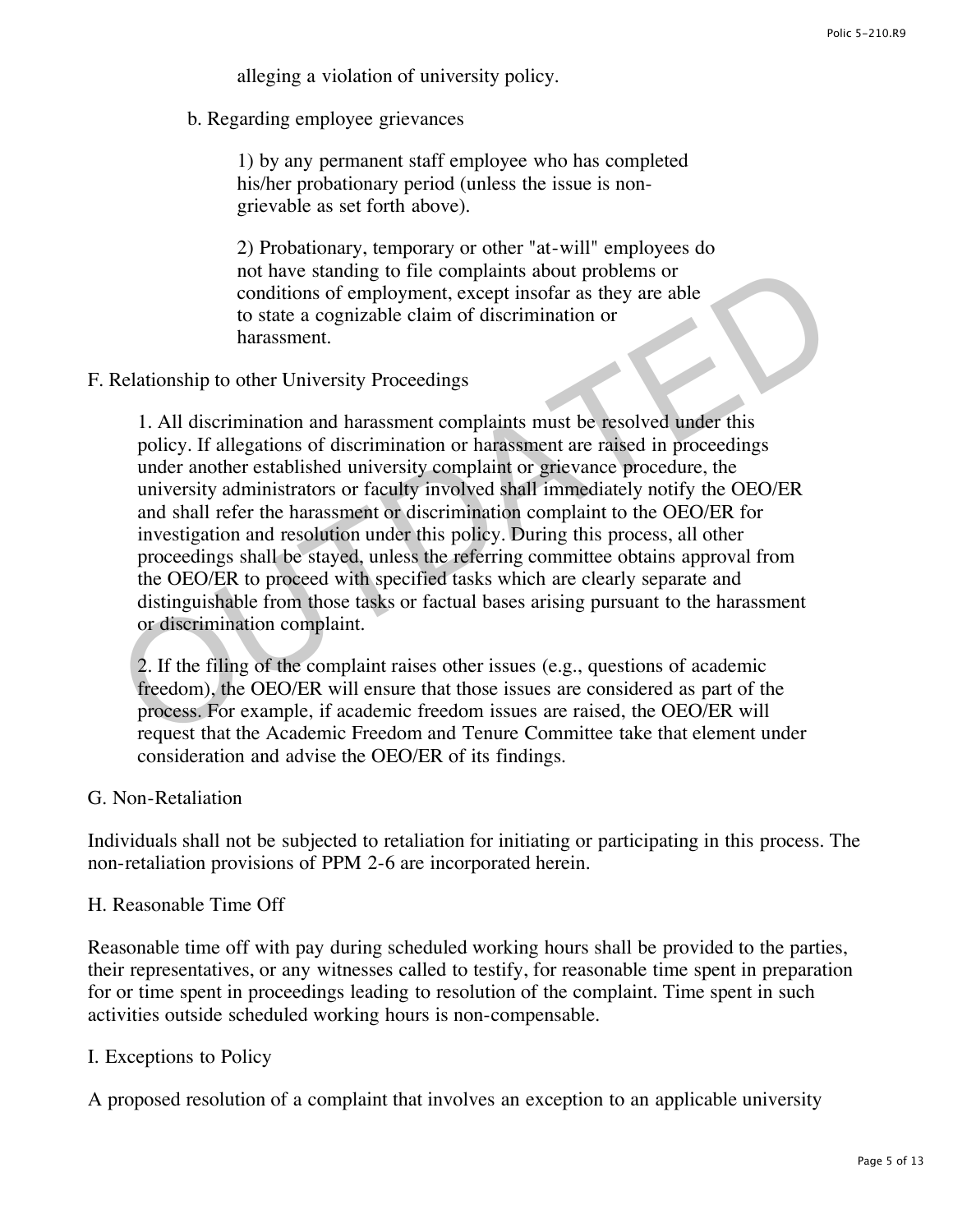alleging a violation of university policy.

b. Regarding employee grievances

1) by any permanent staff employee who has completed his/her probationary period (unless the issue is non-grievable as set forth above).

2) Probationary, temporary or other "at-will" employees do not have standing to file complaints about problems or conditions of employment, except insofar as they are able to state a cognizable claim of discrimination or harassment.

F. Relationship to other University Proceedings

1. All discrimination and harassment complaints must be resolved under this policy. If allegations of discrimination or harassment are raised in proceedings under another established university complaint or grievance procedure, the university administrators or faculty involved shall immediately notify the OEO/ER and shall refer the harassment or discrimination complaint to the OEO/ER for investigation and resolution under this policy. During this process, all other proceedings shall be stayed, unless the referring committee obtains approval from the OEO/ER to proceed with specified tasks which are clearly separate and distinguishable from those tasks or factual bases arising pursuant to the harassment or discrimination complaint.

2. If the filing of the complaint raises other issues (e.g., questions of academic freedom), the OEO/ER will ensure that those issues are considered as part of the process. For example, if academic freedom issues are raised, the OEO/ER will request that the Academic Freedom and Tenure Committee take that element under consideration and advise the OEO/ER of its findings.

G. Non-Retaliation

Individuals shall not be subjected to retaliation for initiating or participating in this process. The non-retaliation provisions of PPM 2-6 are incorporated herein.

H. Reasonable Time Off

Reasonable time off with pay during scheduled working hours shall be provided to the parties, their representatives, or any witnesses called to testify, for reasonable time spent in preparation for or time spent in proceedings leading to resolution of the complaint. Time spent in such activities outside scheduled working hours is non-compensable.

I. Exceptions to Policy

A proposed resolution of a complaint that involves an exception to an applicable university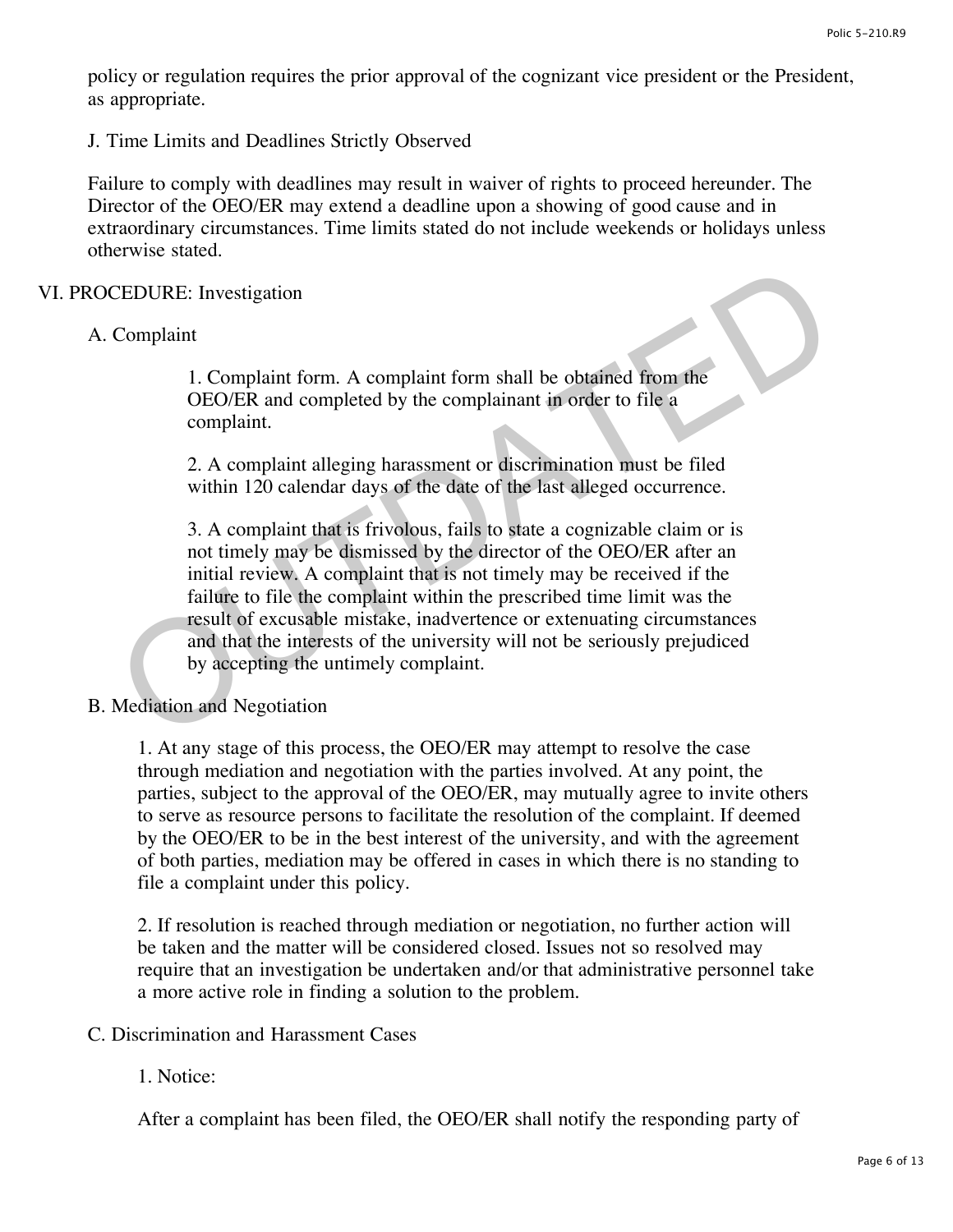policy or regulation requires the prior approval of the cognizant vice president or the President, as appropriate.

J. Time Limits and Deadlines Strictly Observed

Failure to comply with deadlines may result in waiver of rights to proceed hereunder. The Director of the OEO/ER may extend a deadline upon a showing of good cause and in extraordinary circumstances. Time limits stated do not include weekends or holidays unless otherwise stated.

## VI. PROCEDURE: Investigation

### A. Complaint

1. Complaint form. A complaint form shall be obtained from the OEO/ER and completed by the complainant in order to file a complaint.

2. A complaint alleging harassment or discrimination must be filed within 120 calendar days of the date of the last alleged occurrence.

3. A complaint that is frivolous, fails to state a cognizable claim or is not timely may be dismissed by the director of the OEO/ER after an initial review. A complaint that is not timely may be received if the failure to file the complaint within the prescribed time limit was the result of excusable mistake, inadvertence or extenuating circumstances and that the interests of the university will not be seriously prejudiced by accepting the untimely complaint.

### B. Mediation and Negotiation

1. At any stage of this process, the OEO/ER may attempt to resolve the case through mediation and negotiation with the parties involved. At any point, the parties, subject to the approval of the OEO/ER, may mutually agree to invite others to serve as resource persons to facilitate the resolution of the complaint. If deemed by the OEO/ER to be in the best interest of the university, and with the agreement of both parties, mediation may be offered in cases in which there is no standing to file a complaint under this policy.

2. If resolution is reached through mediation or negotiation, no further action will be taken and the matter will be considered closed. Issues not so resolved may require that an investigation be undertaken and/or that administrative personnel take a more active role in finding a solution to the problem.

### C. Discrimination and Harassment Cases

1. Notice:

After a complaint has been filed, the OEO/ER shall notify the responding party of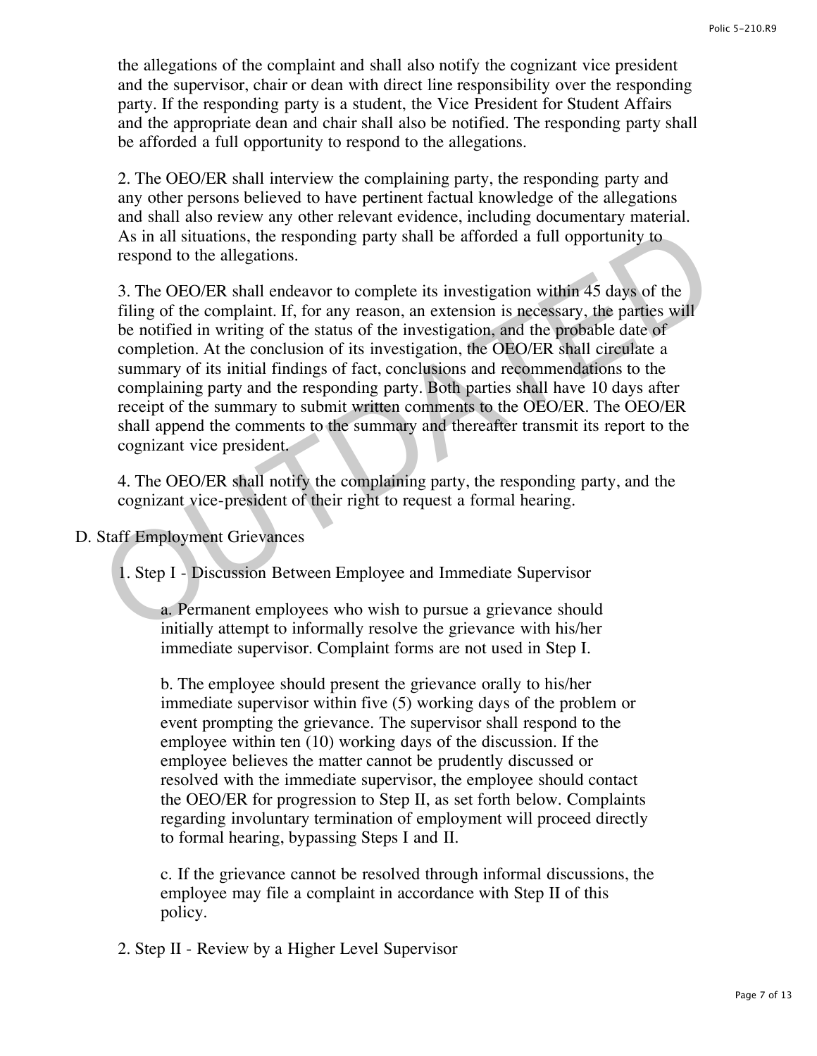the allegations of the complaint and shall also notify the cognizant vice president and the supervisor, chair or dean with direct line responsibility over the responding party. If the responding party is a student, the Vice President for Student Affairs and the appropriate dean and chair shall also be notified. The responding party shall be afforded a full opportunity to respond to the allegations.

2. The OEO/ER shall interview the complaining party, the responding party and any other persons believed to have pertinent factual knowledge of the allegations and shall also review any other relevant evidence, including documentary material. As in all situations, the responding party shall be afforded a full opportunity to respond to the allegations.

3. The OEO/ER shall endeavor to complete its investigation within 45 days of the filing of the complaint. If, for any reason, an extension is necessary, the parties will be notified in writing of the status of the investigation, and the probable date of completion. At the conclusion of its investigation, the OEO/ER shall circulate a summary of its initial findings of fact, conclusions and recommendations to the complaining party and the responding party. Both parties shall have 10 days after receipt of the summary to submit written comments to the OEO/ER. The OEO/ER shall append the comments to the summary and thereafter transmit its report to the cognizant vice president.

4. The OEO/ER shall notify the complaining party, the responding party, and the cognizant vice-president of their right to request a formal hearing.

D. Staff Employment Grievances

1. Step I - Discussion Between Employee and Immediate Supervisor

a. Permanent employees who wish to pursue a grievance should initially attempt to informally resolve the grievance with his/her immediate supervisor. Complaint forms are not used in Step I.

b. The employee should present the grievance orally to his/her immediate supervisor within five (5) working days of the problem or event prompting the grievance. The supervisor shall respond to the employee within ten (10) working days of the discussion. If the employee believes the matter cannot be prudently discussed or resolved with the immediate supervisor, the employee should contact the OEO/ER for progression to Step II, as set forth below. Complaints regarding involuntary termination of employment will proceed directly to formal hearing, bypassing Steps I and II.

c. If the grievance cannot be resolved through informal discussions, the employee may file a complaint in accordance with Step II of this policy.

2. Step II - Review by a Higher Level Supervisor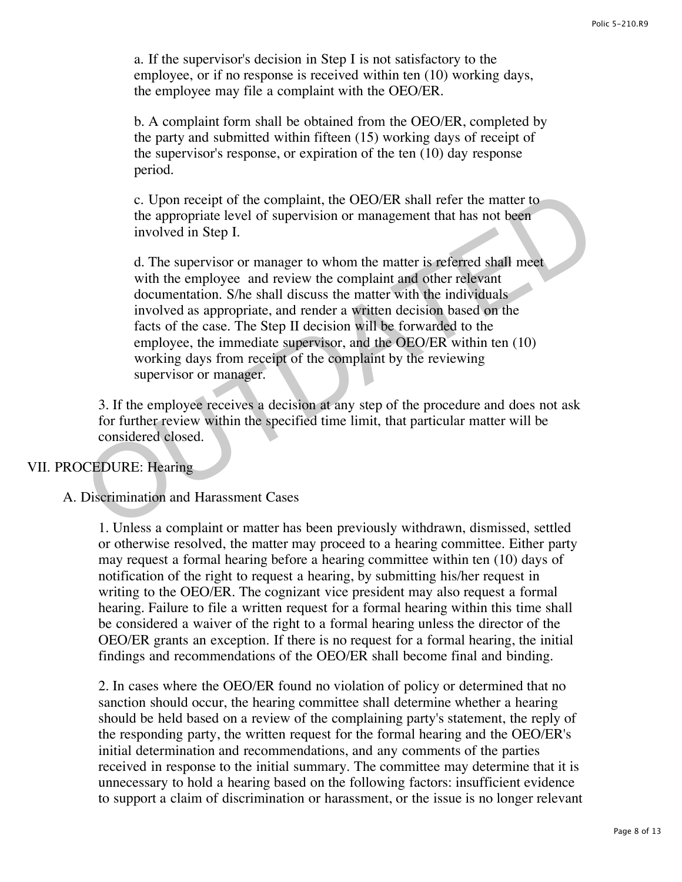a. If the supervisor's decision in Step I is not satisfactory to the employee, or if no response is received within ten (10) working days, the employee may file a complaint with the OEO/ER.

b. A complaint form shall be obtained from the OEO/ER, completed by the party and submitted within fifteen (15) working days of receipt of the supervisor's response, or expiration of the ten (10) day response period.

c. Upon receipt of the complaint, the OEO/ER shall refer the matter to the appropriate level of supervision or management that has not been involved in Step I.

d. The supervisor or manager to whom the matter is referred shall meet with the employee and review the complaint and other relevant documentation. S/he shall discuss the matter with the individuals involved as appropriate, and render a written decision based on the facts of the case. The Step II decision will be forwarded to the employee, the immediate supervisor, and the OEO/ER within ten (10) working days from receipt of the complaint by the reviewing supervisor or manager.

3. If the employee receives a decision at any step of the procedure and does not ask for further review within the specified time limit, that particular matter will be considered closed.

## VII. PROCEDURE: Hearing

### A. Discrimination and Harassment Cases

1. Unless a complaint or matter has been previously withdrawn, dismissed, settled or otherwise resolved, the matter may proceed to a hearing committee. Either party may request a formal hearing before a hearing committee within ten (10) days of notification of the right to request a hearing, by submitting his/her request in writing to the OEO/ER. The cognizant vice president may also request a formal hearing. Failure to file a written request for a formal hearing within this time shall be considered a waiver of the right to a formal hearing unless the director of the OEO/ER grants an exception. If there is no request for a formal hearing, the initial findings and recommendations of the OEO/ER shall become final and binding.

2. In cases where the OEO/ER found no violation of policy or determined that no sanction should occur, the hearing committee shall determine whether a hearing should be held based on a review of the complaining party's statement, the reply of the responding party, the written request for the formal hearing and the OEO/ER's initial determination and recommendations, and any comments of the parties received in response to the initial summary. The committee may determine that it is unnecessary to hold a hearing based on the following factors: insufficient evidence to support a claim of discrimination or harassment, or the issue is no longer relevant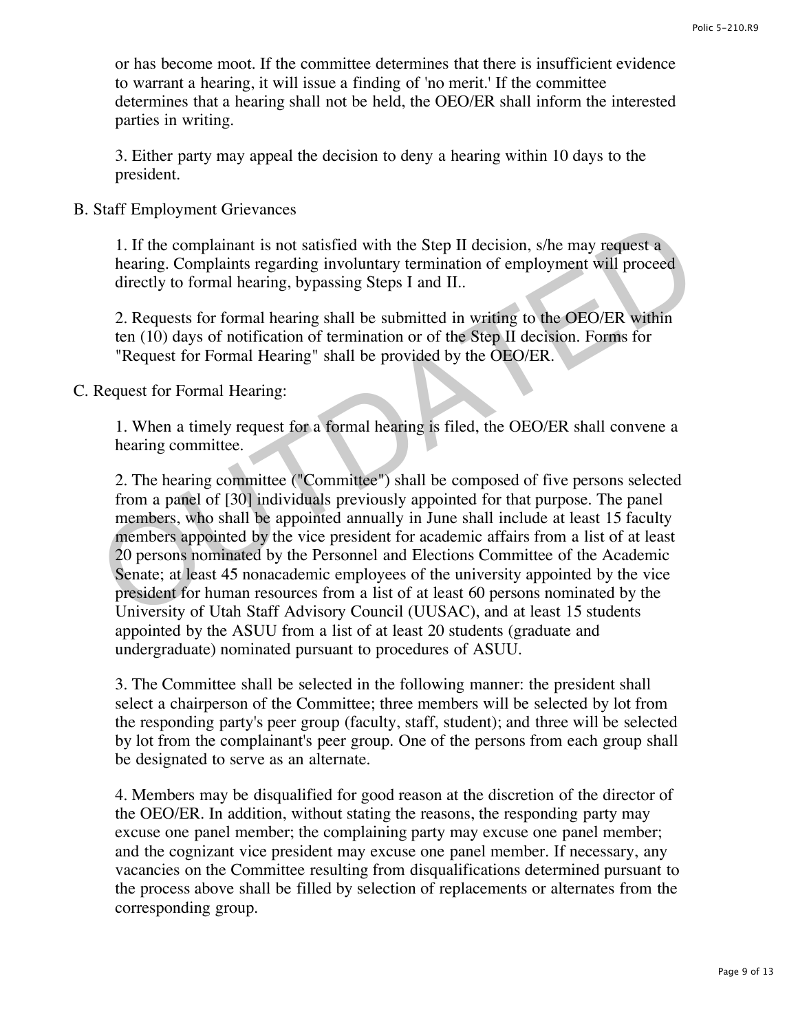or has become moot. If the committee determines that there is insufficient evidence to warrant a hearing, it will issue a finding of 'no merit.' If the committee determines that a hearing shall not be held, the OEO/ER shall inform the interested parties in writing.

3. Either party may appeal the decision to deny a hearing within 10 days to the president.

B. Staff Employment Grievances

1. If the complainant is not satisfied with the Step II decision, s/he may request a hearing. Complaints regarding involuntary termination of employment will proceed directly to formal hearing, bypassing Steps I and II..

2. Requests for formal hearing shall be submitted in writing to the OEO/ER within ten (10) days of notification of termination or of the Step II decision. Forms for "Request for Formal Hearing" shall be provided by the OEO/ER.

C. Request for Formal Hearing:

1. When a timely request for a formal hearing is filed, the OEO/ER shall convene a hearing committee.

2. The hearing committee ("Committee") shall be composed of five persons selected from a panel of [30] individuals previously appointed for that purpose. The panel members, who shall be appointed annually in June shall include at least 15 faculty members appointed by the vice president for academic affairs from a list of at least 20 persons nominated by the Personnel and Elections Committee of the Academic Senate; at least 45 nonacademic employees of the university appointed by the vice president for human resources from a list of at least 60 persons nominated by the University of Utah Staff Advisory Council (UUSAC), and at least 15 students appointed by the ASUU from a list of at least 20 students (graduate and undergraduate) nominated pursuant to procedures of ASUU.

3. The Committee shall be selected in the following manner: the president shall select a chairperson of the Committee; three members will be selected by lot from the responding party's peer group (faculty, staff, student); and three will be selected by lot from the complainant's peer group. One of the persons from each group shall be designated to serve as an alternate.

4. Members may be disqualified for good reason at the discretion of the director of the OEO/ER. In addition, without stating the reasons, the responding party may excuse one panel member; the complaining party may excuse one panel member; and the cognizant vice president may excuse one panel member. If necessary, any vacancies on the Committee resulting from disqualifications determined pursuant to the process above shall be filled by selection of replacements or alternates from the corresponding group.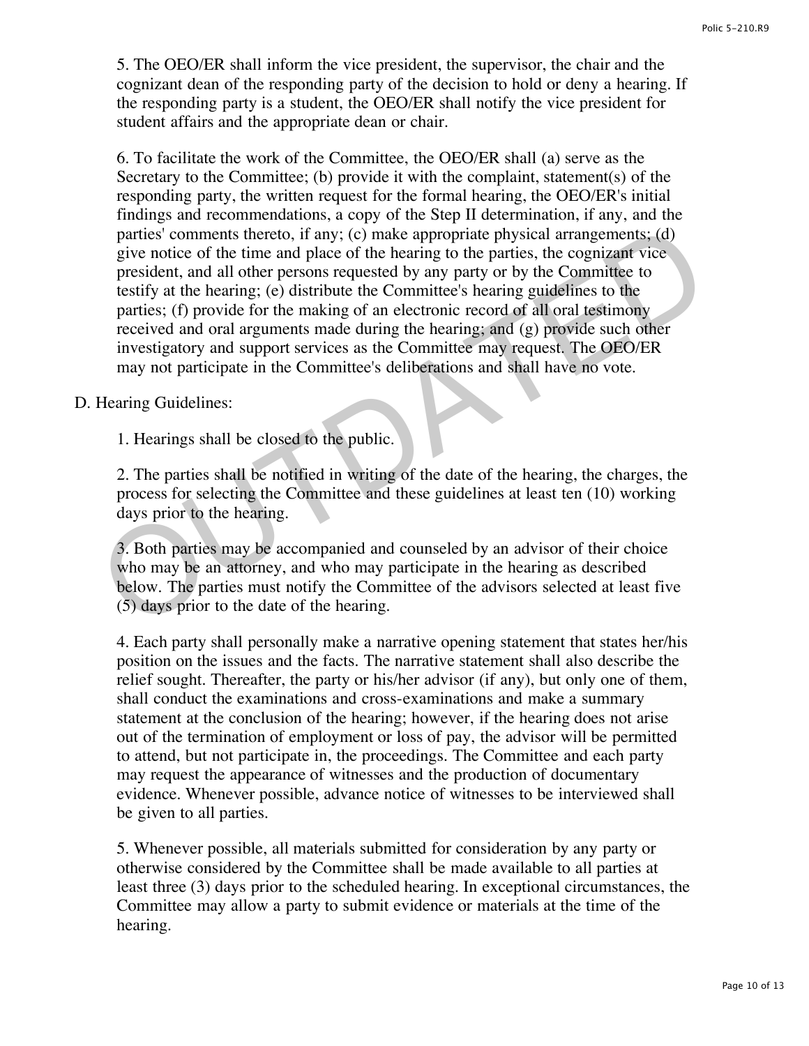5. The OEO/ER shall inform the vice president, the supervisor, the chair and the cognizant dean of the responding party of the decision to hold or deny a hearing. If the responding party is a student, the OEO/ER shall notify the vice president for student affairs and the appropriate dean or chair.

6. To facilitate the work of the Committee, the OEO/ER shall (a) serve as the Secretary to the Committee; (b) provide it with the complaint, statement(s) of the responding party, the written request for the formal hearing, the OEO/ER's initial findings and recommendations, a copy of the Step II determination, if any, and the parties' comments thereto, if any; (c) make appropriate physical arrangements; (d) give notice of the time and place of the hearing to the parties, the cognizant vice president, and all other persons requested by any party or by the Committee to testify at the hearing; (e) distribute the Committee's hearing guidelines to the parties; (f) provide for the making of an electronic record of all oral testimony received and oral arguments made during the hearing; and (g) provide such other investigatory and support services as the Committee may request. The OEO/ER may not participate in the Committee's deliberations and shall have no vote.

D. Hearing Guidelines:

1. Hearings shall be closed to the public.

2. The parties shall be notified in writing of the date of the hearing, the charges, the process for selecting the Committee and these guidelines at least ten (10) working days prior to the hearing.

3. Both parties may be accompanied and counseled by an advisor of their choice who may be an attorney, and who may participate in the hearing as described below. The parties must notify the Committee of the advisors selected at least five (5) days prior to the date of the hearing.

4. Each party shall personally make a narrative opening statement that states her/his position on the issues and the facts. The narrative statement shall also describe the relief sought. Thereafter, the party or his/her advisor (if any), but only one of them, shall conduct the examinations and cross-examinations and make a summary statement at the conclusion of the hearing; however, if the hearing does not arise out of the termination of employment or loss of pay, the advisor will be permitted to attend, but not participate in, the proceedings. The Committee and each party may request the appearance of witnesses and the production of documentary evidence. Whenever possible, advance notice of witnesses to be interviewed shall be given to all parties.

5. Whenever possible, all materials submitted for consideration by any party or otherwise considered by the Committee shall be made available to all parties at least three (3) days prior to the scheduled hearing. In exceptional circumstances, the Committee may allow a party to submit evidence or materials at the time of the hearing.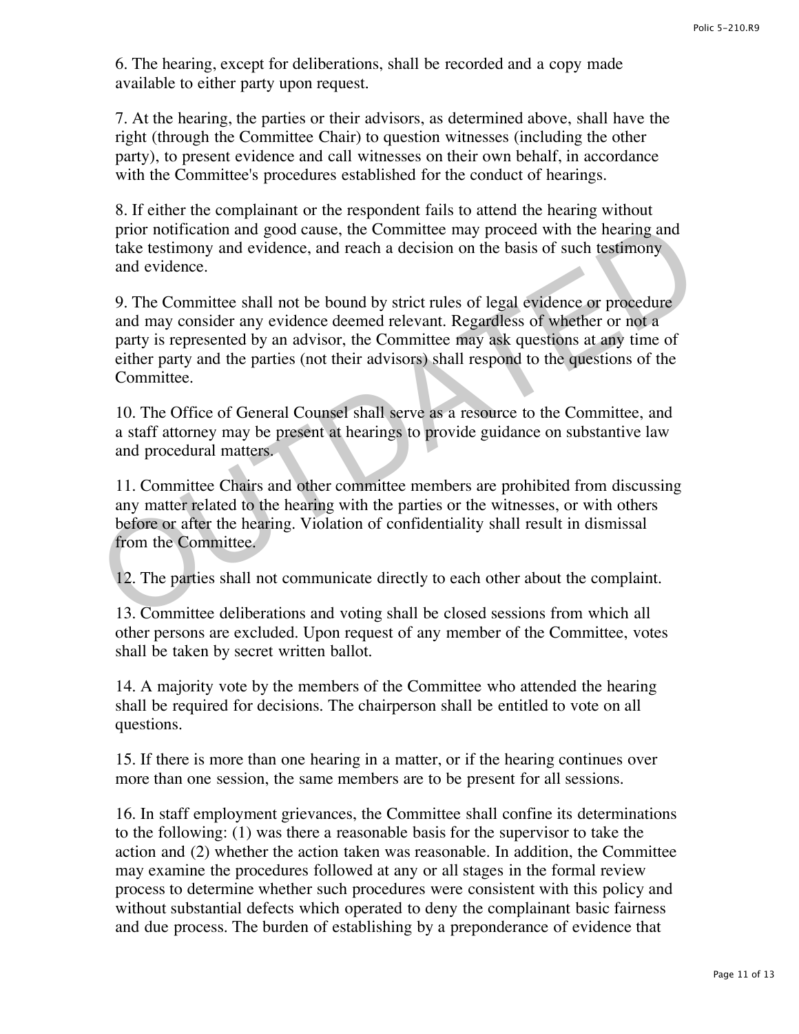6. The hearing, except for deliberations, shall be recorded and a copy made available to either party upon request.

7. At the hearing, the parties or their advisors, as determined above, shall have the right (through the Committee Chair) to question witnesses (including the other party), to present evidence and call witnesses on their own behalf, in accordance with the Committee's procedures established for the conduct of hearings.

8. If either the complainant or the respondent fails to attend the hearing without prior notification and good cause, the Committee may proceed with the hearing and take testimony and evidence, and reach a decision on the basis of such testimony and evidence.

9. The Committee shall not be bound by strict rules of legal evidence or procedure and may consider any evidence deemed relevant. Regardless of whether or not a party is represented by an advisor, the Committee may ask questions at any time of either party and the parties (not their advisors) shall respond to the questions of the Committee.

10. The Office of General Counsel shall serve as a resource to the Committee, and a staff attorney may be present at hearings to provide guidance on substantive law and procedural matters.

11. Committee Chairs and other committee members are prohibited from discussing any matter related to the hearing with the parties or the witnesses, or with others before or after the hearing. Violation of confidentiality shall result in dismissal from the Committee.

12. The parties shall not communicate directly to each other about the complaint.

13. Committee deliberations and voting shall be closed sessions from which all other persons are excluded. Upon request of any member of the Committee, votes shall be taken by secret written ballot.

14. A majority vote by the members of the Committee who attended the hearing shall be required for decisions. The chairperson shall be entitled to vote on all questions.

15. If there is more than one hearing in a matter, or if the hearing continues over more than one session, the same members are to be present for all sessions.

16. In staff employment grievances, the Committee shall confine its determinations to the following: (1) was there a reasonable basis for the supervisor to take the action and (2) whether the action taken was reasonable. In addition, the Committee may examine the procedures followed at any or all stages in the formal review process to determine whether such procedures were consistent with this policy and without substantial defects which operated to deny the complainant basic fairness and due process. The burden of establishing by a preponderance of evidence that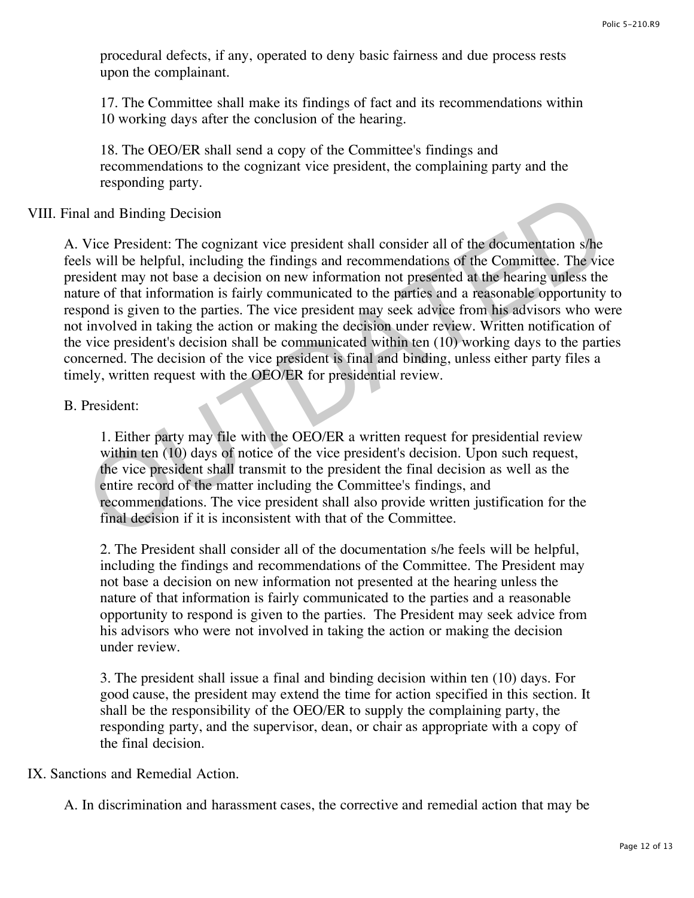procedural defects, if any, operated to deny basic fairness and due process rests upon the complainant.

17. The Committee shall make its findings of fact and its recommendations within 10 working days after the conclusion of the hearing.

18. The OEO/ER shall send a copy of the Committee's findings and recommendations to the cognizant vice president, the complaining party and the responding party.

VIII. Final and Binding Decision

A. Vice President: The cognizant vice president shall consider all of the documentation s/he feels will be helpful, including the findings and recommendations of the Committee. The vice president may not base a decision on new information not presented at the hearing unless the nature of that information is fairly communicated to the parties and a reasonable opportunity to respond is given to the parties. The vice president may seek advice from his advisors who were not involved in taking the action or making the decision under review. Written notification of the vice president's decision shall be communicated within ten (10) working days to the parties concerned. The decision of the vice president is final and binding, unless either party files a timely, written request with the OEO/ER for presidential review.

B. President:

1. Either party may file with the OEO/ER a written request for presidential review within ten (10) days of notice of the vice president's decision. Upon such request, the vice president shall transmit to the president the final decision as well as the entire record of the matter including the Committee's findings, and recommendations. The vice president shall also provide written justification for the final decision if it is inconsistent with that of the Committee.

2. The President shall consider all of the documentation s/he feels will be helpful, including the findings and recommendations of the Committee. The President may not base a decision on new information not presented at the hearing unless the nature of that information is fairly communicated to the parties and a reasonable opportunity to respond is given to the parties. The President may seek advice from his advisors who were not involved in taking the action or making the decision under review.

3. The president shall issue a final and binding decision within ten (10) days. For good cause, the president may extend the time for action specified in this section. It shall be the responsibility of the OEO/ER to supply the complaining party, the responding party, and the supervisor, dean, or chair as appropriate with a copy of the final decision.

IX. Sanctions and Remedial Action.

A. In discrimination and harassment cases, the corrective and remedial action that may be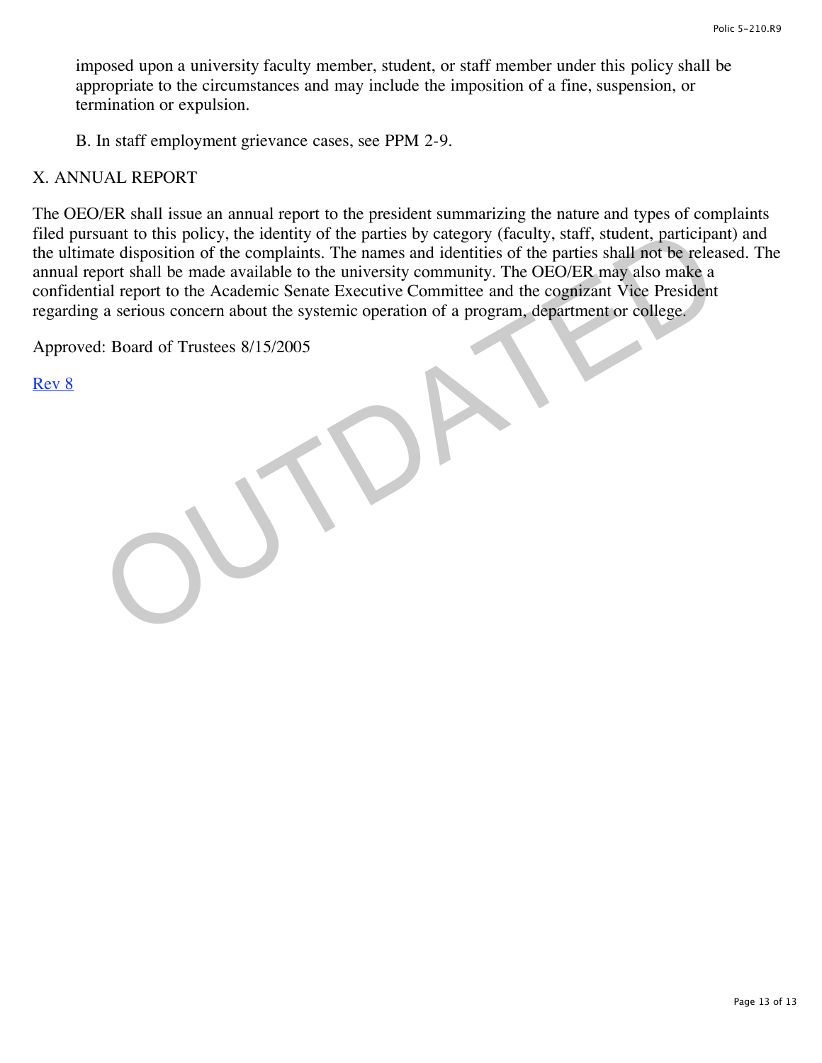imposed upon a university faculty member, student, or staff member under this policy shall be appropriate to the circumstances and may include the imposition of a fine, suspension, or termination or expulsion.

B. In staff employment grievance cases, see PPM 2-9.

## X. ANNUAL REPORT

The OEO/ER shall issue an annual report to the president summarizing the nature and types of complaints filed pursuant to this policy, the identity of the parties by category (faculty, staff, student, participant) and the ultimate disposition of the complaints. The names and identities of the parties shall not be released. The annual report shall be made available to the university community. The OEO/ER may also make a confidential report to the Academic Senate Executive Committee and the cognizant Vice President regarding a serious concern about the systemic operation of a program, department or college.

Approved: Board of Trustees 8/15/2005

Rev 8